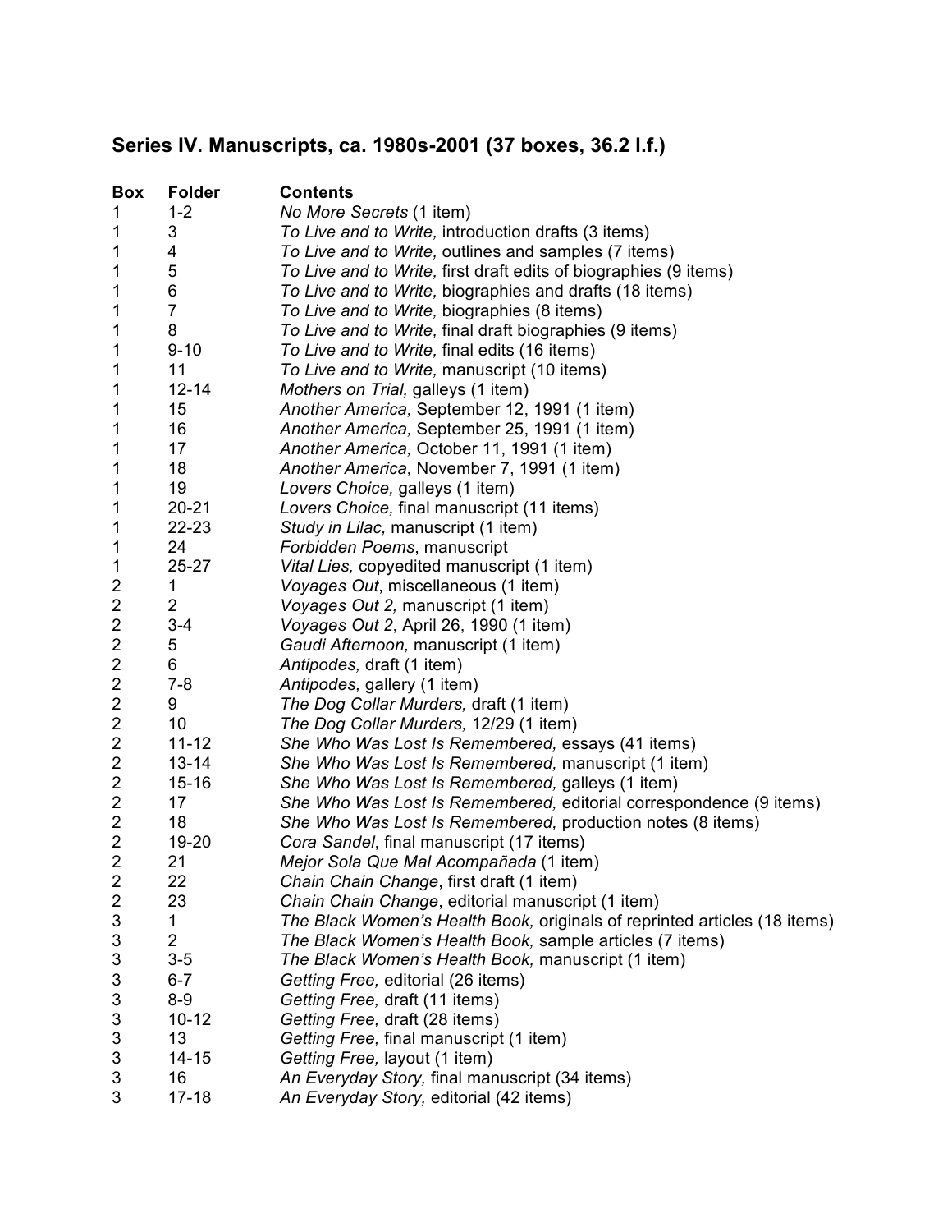## Series IV. Manuscripts, ca. 1980s-2001 (37 boxes, 36.2 l.f.)

| Box | Folder | Contents |
|---|---|---|
| 1 | 1-2 | *No More Secrets* (1 item) |
| 1 | 3 | *To Live and to Write,* introduction drafts (3 items) |
| 1 | 4 | *To Live and to Write,* outlines and samples (7 items) |
| 1 | 5 | *To Live and to Write,* first draft edits of biographies (9 items) |
| 1 | 6 | *To Live and to Write,* biographies and drafts (18 items) |
| 1 | 7 | *To Live and to Write,* biographies (8 items) |
| 1 | 8 | *To Live and to Write,* final draft biographies (9 items) |
| 1 | 9-10 | *To Live and to Write,* final edits (16 items) |
| 1 | 11 | *To Live and to Write,* manuscript (10 items) |
| 1 | 12-14 | *Mothers on Trial,* galleys (1 item) |
| 1 | 15 | *Another America,* September 12, 1991 (1 item) |
| 1 | 16 | *Another America,* September 25, 1991 (1 item) |
| 1 | 17 | *Another America,* October 11, 1991 (1 item) |
| 1 | 18 | *Another America,* November 7, 1991 (1 item) |
| 1 | 19 | *Lovers Choice,* galleys (1 item) |
| 1 | 20-21 | *Lovers Choice,* final manuscript (11 items) |
| 1 | 22-23 | *Study in Lilac,* manuscript (1 item) |
| 1 | 24 | *Forbidden Poems*, manuscript |
| 1 | 25-27 | *Vital Lies,* copyedited manuscript (1 item) |
| 2 | 1 | *Voyages Out*, miscellaneous (1 item) |
| 2 | 2 | *Voyages Out 2,* manuscript (1 item) |
| 2 | 3-4 | *Voyages Out 2*, April 26, 1990 (1 item) |
| 2 | 5 | *Gaudi Afternoon,* manuscript (1 item) |
| 2 | 6 | *Antipodes,* draft (1 item) |
| 2 | 7-8 | *Antipodes,* gallery (1 item) |
| 2 | 9 | *The Dog Collar Murders,* draft (1 item) |
| 2 | 10 | *The Dog Collar Murders,* 12/29 (1 item) |
| 2 | 11-12 | *She Who Was Lost Is Remembered,* essays (41 items) |
| 2 | 13-14 | *She Who Was Lost Is Remembered,* manuscript (1 item) |
| 2 | 15-16 | *She Who Was Lost Is Remembered,* galleys (1 item) |
| 2 | 17 | *She Who Was Lost Is Remembered,* editorial correspondence (9 items) |
| 2 | 18 | *She Who Was Lost Is Remembered,* production notes (8 items) |
| 2 | 19-20 | *Cora Sandel*, final manuscript (17 items) |
| 2 | 21 | *Mejor Sola Que Mal Acompañada* (1 item) |
| 2 | 22 | *Chain Chain Change*, first draft (1 item) |
| 2 | 23 | *Chain Chain Change*, editorial manuscript (1 item) |
| 3 | 1 | *The Black Women's Health Book,* originals of reprinted articles (18 items) |
| 3 | 2 | *The Black Women's Health Book,* sample articles (7 items) |
| 3 | 3-5 | *The Black Women's Health Book,* manuscript (1 item) |
| 3 | 6-7 | *Getting Free,* editorial (26 items) |
| 3 | 8-9 | *Getting Free,* draft (11 items) |
| 3 | 10-12 | *Getting Free,* draft (28 items) |
| 3 | 13 | *Getting Free,* final manuscript (1 item) |
| 3 | 14-15 | *Getting Free,* layout (1 item) |
| 3 | 16 | *An Everyday Story,* final manuscript (34 items) |
| 3 | 17-18 | *An Everyday Story,* editorial (42 items) |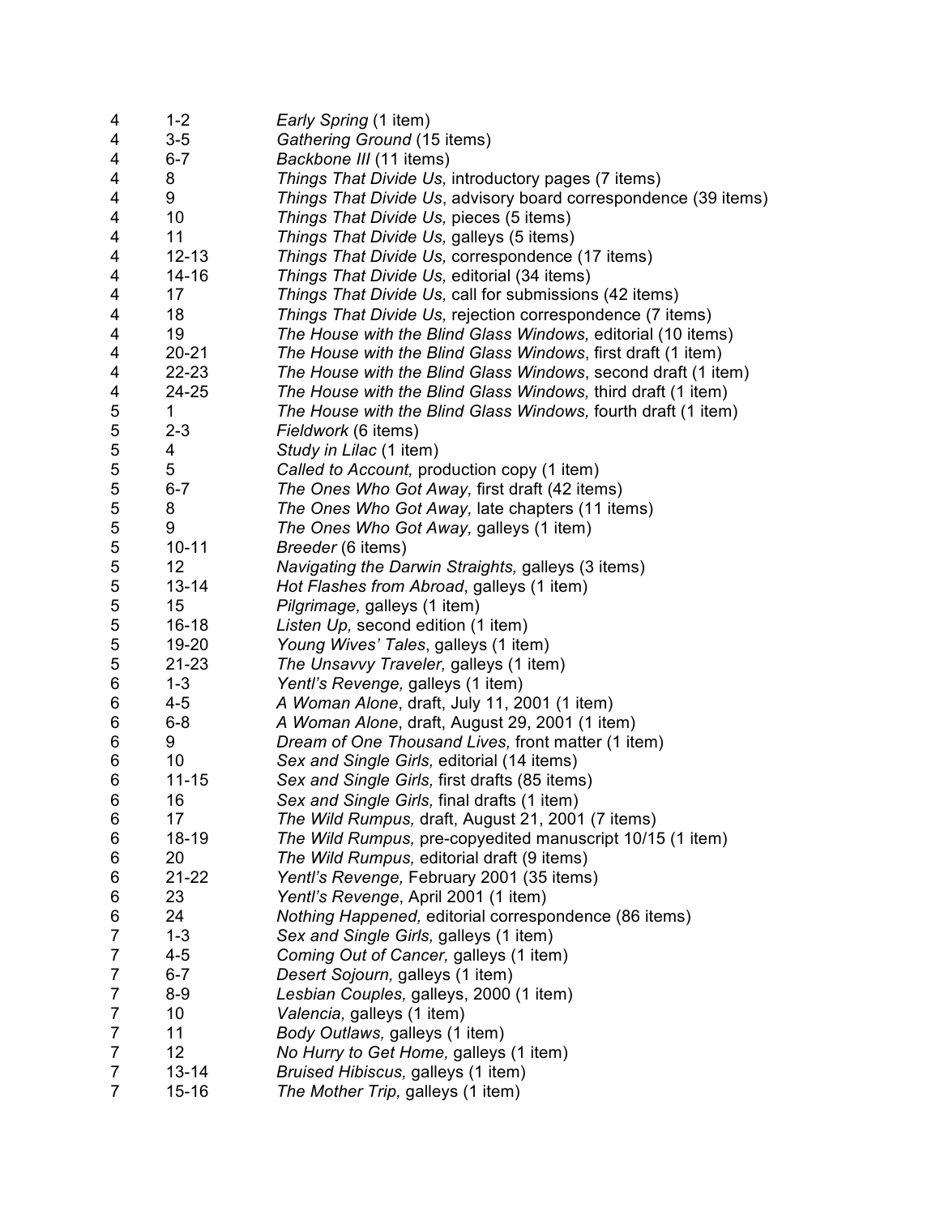| | | |
|---|---|---|
| 4 | 1-2 | *Early Spring* (1 item) |
| 4 | 3-5 | *Gathering Ground* (15 items) |
| 4 | 6-7 | *Backbone III* (11 items) |
| 4 | 8 | *Things That Divide Us,* introductory pages (7 items) |
| 4 | 9 | *Things That Divide Us*, advisory board correspondence (39 items) |
| 4 | 10 | *Things That Divide Us,* pieces (5 items) |
| 4 | 11 | *Things That Divide Us,* galleys (5 items) |
| 4 | 12-13 | *Things That Divide Us,* correspondence (17 items) |
| 4 | 14-16 | *Things That Divide Us,* editorial (34 items) |
| 4 | 17 | *Things That Divide Us,* call for submissions (42 items) |
| 4 | 18 | *Things That Divide Us,* rejection correspondence (7 items) |
| 4 | 19 | *The House with the Blind Glass Windows,* editorial (10 items) |
| 4 | 20-21 | *The House with the Blind Glass Windows*, first draft (1 item) |
| 4 | 22-23 | *The House with the Blind Glass Windows*, second draft (1 item) |
| 4 | 24-25 | *The House with the Blind Glass Windows,* third draft (1 item) |
| 5 | 1 | *The House with the Blind Glass Windows,* fourth draft (1 item) |
| 5 | 2-3 | *Fieldwork* (6 items) |
| 5 | 4 | *Study in Lilac* (1 item) |
| 5 | 5 | *Called to Account,* production copy (1 item) |
| 5 | 6-7 | *The Ones Who Got Away,* first draft (42 items) |
| 5 | 8 | *The Ones Who Got Away,* late chapters (11 items) |
| 5 | 9 | *The Ones Who Got Away,* galleys (1 item) |
| 5 | 10-11 | *Breeder* (6 items) |
| 5 | 12 | *Navigating the Darwin Straights,* galleys (3 items) |
| 5 | 13-14 | *Hot Flashes from Abroad*, galleys (1 item) |
| 5 | 15 | *Pilgrimage,* galleys (1 item) |
| 5 | 16-18 | *Listen Up,* second edition (1 item) |
| 5 | 19-20 | *Young Wives' Tales*, galleys (1 item) |
| 5 | 21-23 | *The Unsavvy Traveler,* galleys (1 item) |
| 6 | 1-3 | *Yentl's Revenge,* galleys (1 item) |
| 6 | 4-5 | *A Woman Alone*, draft, July 11, 2001 (1 item) |
| 6 | 6-8 | *A Woman Alone*, draft, August 29, 2001 (1 item) |
| 6 | 9 | *Dream of One Thousand Lives,* front matter (1 item) |
| 6 | 10 | *Sex and Single Girls,* editorial (14 items) |
| 6 | 11-15 | *Sex and Single Girls,* first drafts (85 items) |
| 6 | 16 | *Sex and Single Girls,* final drafts (1 item) |
| 6 | 17 | *The Wild Rumpus,* draft, August 21, 2001 (7 items) |
| 6 | 18-19 | *The Wild Rumpus,* pre-copyedited manuscript 10/15 (1 item) |
| 6 | 20 | *The Wild Rumpus,* editorial draft (9 items) |
| 6 | 21-22 | *Yentl's Revenge,* February 2001 (35 items) |
| 6 | 23 | *Yentl's Revenge*, April 2001 (1 item) |
| 6 | 24 | *Nothing Happened,* editorial correspondence (86 items) |
| 7 | 1-3 | *Sex and Single Girls,* galleys (1 item) |
| 7 | 4-5 | *Coming Out of Cancer,* galleys (1 item) |
| 7 | 6-7 | *Desert Sojourn,* galleys (1 item) |
| 7 | 8-9 | *Lesbian Couples,* galleys, 2000 (1 item) |
| 7 | 10 | *Valencia,* galleys (1 item) |
| 7 | 11 | *Body Outlaws,* galleys (1 item) |
| 7 | 12 | *No Hurry to Get Home,* galleys (1 item) |
| 7 | 13-14 | *Bruised Hibiscus,* galleys (1 item) |
| 7 | 15-16 | *The Mother Trip,* galleys (1 item) |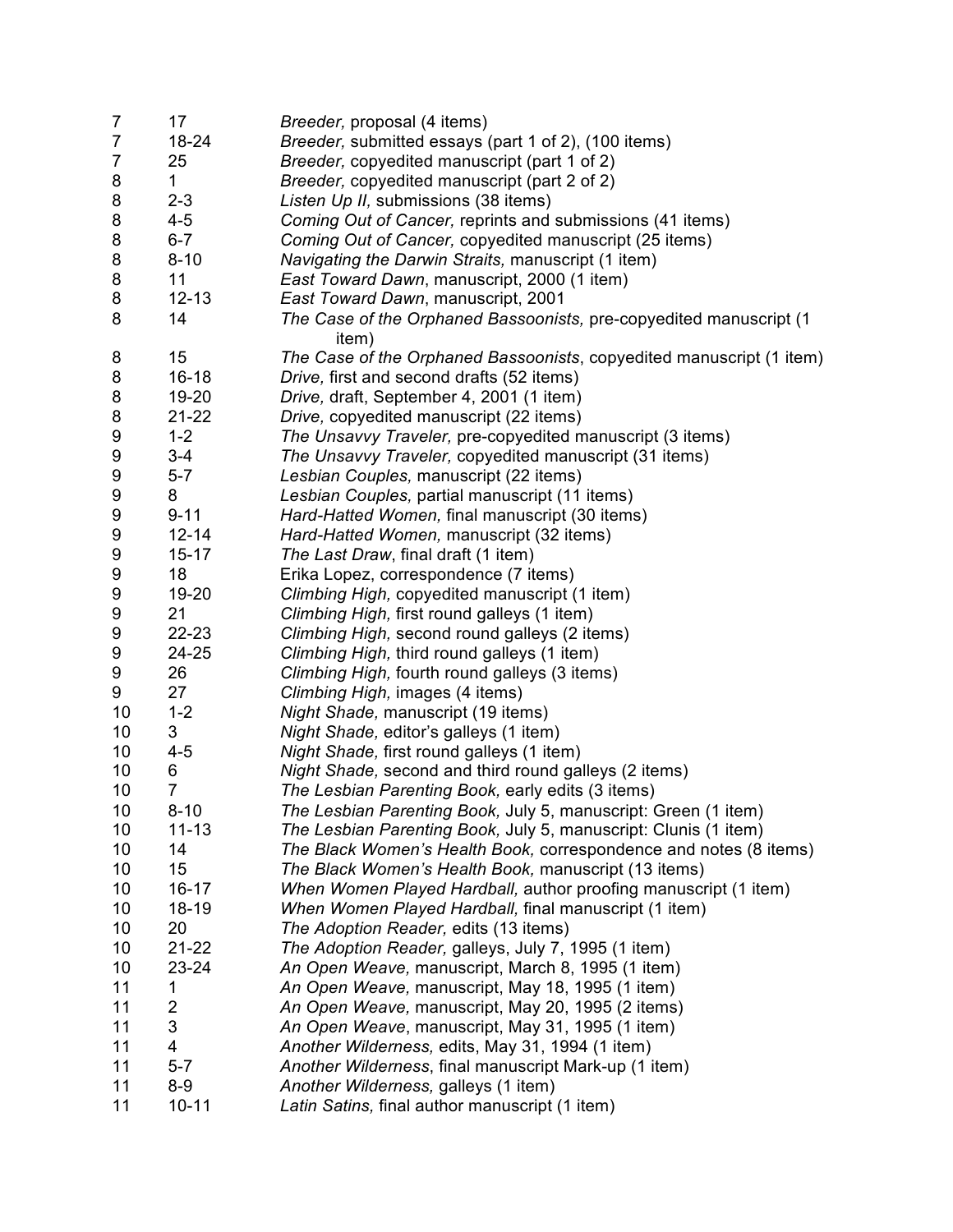| | | |
|---|---|---|
| 7 | 17 | *Breeder,* proposal (4 items) |
| 7 | 18-24 | *Breeder,* submitted essays (part 1 of 2), (100 items) |
| 7 | 25 | *Breeder,* copyedited manuscript (part 1 of 2) |
| 8 | 1 | *Breeder,* copyedited manuscript (part 2 of 2) |
| 8 | 2-3 | *Listen Up II,* submissions (38 items) |
| 8 | 4-5 | *Coming Out of Cancer,* reprints and submissions (41 items) |
| 8 | 6-7 | *Coming Out of Cancer,* copyedited manuscript (25 items) |
| 8 | 8-10 | *Navigating the Darwin Straits,* manuscript (1 item) |
| 8 | 11 | *East Toward Dawn*, manuscript, 2000 (1 item) |
| 8 | 12-13 | *East Toward Dawn*, manuscript, 2001 |
| 8 | 14 | *The Case of the Orphaned Bassoonists,* pre-copyedited manuscript (1 item) |
| 8 | 15 | *The Case of the Orphaned Bassoonists*, copyedited manuscript (1 item) |
| 8 | 16-18 | *Drive,* first and second drafts (52 items) |
| 8 | 19-20 | *Drive,* draft, September 4, 2001 (1 item) |
| 8 | 21-22 | *Drive,* copyedited manuscript (22 items) |
| 9 | 1-2 | *The Unsavvy Traveler,* pre-copyedited manuscript (3 items) |
| 9 | 3-4 | *The Unsavvy Traveler,* copyedited manuscript (31 items) |
| 9 | 5-7 | *Lesbian Couples,* manuscript (22 items) |
| 9 | 8 | *Lesbian Couples,* partial manuscript (11 items) |
| 9 | 9-11 | *Hard-Hatted Women,* final manuscript (30 items) |
| 9 | 12-14 | *Hard-Hatted Women,* manuscript (32 items) |
| 9 | 15-17 | *The Last Draw*, final draft (1 item) |
| 9 | 18 | Erika Lopez, correspondence (7 items) |
| 9 | 19-20 | *Climbing High,* copyedited manuscript (1 item) |
| 9 | 21 | *Climbing High,* first round galleys (1 item) |
| 9 | 22-23 | *Climbing High,* second round galleys (2 items) |
| 9 | 24-25 | *Climbing High,* third round galleys (1 item) |
| 9 | 26 | *Climbing High,* fourth round galleys (3 items) |
| 9 | 27 | *Climbing High,* images (4 items) |
| 10 | 1-2 | *Night Shade,* manuscript (19 items) |
| 10 | 3 | *Night Shade,* editor's galleys (1 item) |
| 10 | 4-5 | *Night Shade,* first round galleys (1 item) |
| 10 | 6 | *Night Shade,* second and third round galleys (2 items) |
| 10 | 7 | *The Lesbian Parenting Book,* early edits (3 items) |
| 10 | 8-10 | *The Lesbian Parenting Book,* July 5, manuscript: Green (1 item) |
| 10 | 11-13 | *The Lesbian Parenting Book,* July 5, manuscript: Clunis (1 item) |
| 10 | 14 | *The Black Women's Health Book,* correspondence and notes (8 items) |
| 10 | 15 | *The Black Women's Health Book,* manuscript (13 items) |
| 10 | 16-17 | *When Women Played Hardball,* author proofing manuscript (1 item) |
| 10 | 18-19 | *When Women Played Hardball,* final manuscript (1 item) |
| 10 | 20 | *The Adoption Reader,* edits (13 items) |
| 10 | 21-22 | *The Adoption Reader,* galleys, July 7, 1995 (1 item) |
| 10 | 23-24 | *An Open Weave,* manuscript, March 8, 1995 (1 item) |
| 11 | 1 | *An Open Weave,* manuscript, May 18, 1995 (1 item) |
| 11 | 2 | *An Open Weave,* manuscript, May 20, 1995 (2 items) |
| 11 | 3 | *An Open Weave*, manuscript, May 31, 1995 (1 item) |
| 11 | 4 | *Another Wilderness,* edits, May 31, 1994 (1 item) |
| 11 | 5-7 | *Another Wilderness*, final manuscript Mark-up (1 item) |
| 11 | 8-9 | *Another Wilderness,* galleys (1 item) |
| 11 | 10-11 | *Latin Satins,* final author manuscript (1 item) |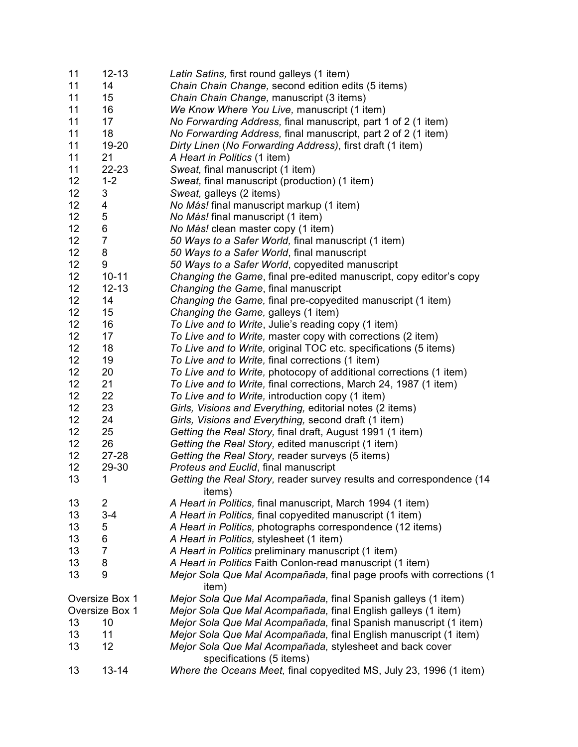| | | |
|---|---|---|
| 11 | 12-13 | *Latin Satins,* first round galleys (1 item) |
| 11 | 14 | *Chain Chain Change,* second edition edits (5 items) |
| 11 | 15 | *Chain Chain Change,* manuscript (3 items) |
| 11 | 16 | *We Know Where You Live,* manuscript (1 item) |
| 11 | 17 | *No Forwarding Address,* final manuscript, part 1 of 2 (1 item) |
| 11 | 18 | *No Forwarding Address,* final manuscript, part 2 of 2 (1 item) |
| 11 | 19-20 | *Dirty Linen* (*No Forwarding Address*), first draft (1 item) |
| 11 | 21 | *A Heart in Politics* (1 item) |
| 11 | 22-23 | *Sweat,* final manuscript (1 item) |
| 12 | 1-2 | *Sweat,* final manuscript (production) (1 item) |
| 12 | 3 | *Sweat,* galleys (2 items) |
| 12 | 4 | *No Más!* final manuscript markup (1 item) |
| 12 | 5 | *No Más!* final manuscript (1 item) |
| 12 | 6 | *No Más!* clean master copy (1 item) |
| 12 | 7 | *50 Ways to a Safer World,* final manuscript (1 item) |
| 12 | 8 | *50 Ways to a Safer World*, final manuscript |
| 12 | 9 | *50 Ways to a Safer World*, copyedited manuscript |
| 12 | 10-11 | *Changing the Game*, final pre-edited manuscript, copy editor's copy |
| 12 | 12-13 | *Changing the Game*, final manuscript |
| 12 | 14 | *Changing the Game,* final pre-copyedited manuscript (1 item) |
| 12 | 15 | *Changing the Game,* galleys (1 item) |
| 12 | 16 | *To Live and to Write*, Julie's reading copy (1 item) |
| 12 | 17 | *To Live and to Write,* master copy with corrections (2 item) |
| 12 | 18 | *To Live and to Write,* original TOC etc. specifications (5 items) |
| 12 | 19 | *To Live and to Write,* final corrections (1 item) |
| 12 | 20 | *To Live and to Write,* photocopy of additional corrections (1 item) |
| 12 | 21 | *To Live and to Write,* final corrections, March 24, 1987 (1 item) |
| 12 | 22 | *To Live and to Write,* introduction copy (1 item) |
| 12 | 23 | *Girls, Visions and Everything,* editorial notes (2 items) |
| 12 | 24 | *Girls, Visions and Everything,* second draft (1 item) |
| 12 | 25 | *Getting the Real Story,* final draft, August 1991 (1 item) |
| 12 | 26 | *Getting the Real Story,* edited manuscript (1 item) |
| 12 | 27-28 | *Getting the Real Story,* reader surveys (5 items) |
| 12 | 29-30 | *Proteus and Euclid*, final manuscript |
| 13 | 1 | *Getting the Real Story,* reader survey results and correspondence (14 items) |
| 13 | 2 | *A Heart in Politics,* final manuscript, March 1994 (1 item) |
| 13 | 3-4 | *A Heart in Politics,* final copyedited manuscript (1 item) |
| 13 | 5 | *A Heart in Politics,* photographs correspondence (12 items) |
| 13 | 6 | *A Heart in Politics,* stylesheet (1 item) |
| 13 | 7 | *A Heart in Politics* preliminary manuscript (1 item) |
| 13 | 8 | *A Heart in Politics* Faith Conlon-read manuscript (1 item) |
| 13 | 9 | *Mejor Sola Que Mal Acompañada,* final page proofs with corrections (1 item) |
| Oversize Box 1 | | *Mejor Sola Que Mal Acompañada,* final Spanish galleys (1 item) |
| Oversize Box 1 | | *Mejor Sola Que Mal Acompañada,* final English galleys (1 item) |
| 13 | 10 | *Mejor Sola Que Mal Acompañada,* final Spanish manuscript (1 item) |
| 13 | 11 | *Mejor Sola Que Mal Acompañada,* final English manuscript (1 item) |
| 13 | 12 | *Mejor Sola Que Mal Acompañada,* stylesheet and back cover specifications (5 items) |
| 13 | 13-14 | *Where the Oceans Meet,* final copyedited MS, July 23, 1996 (1 item) |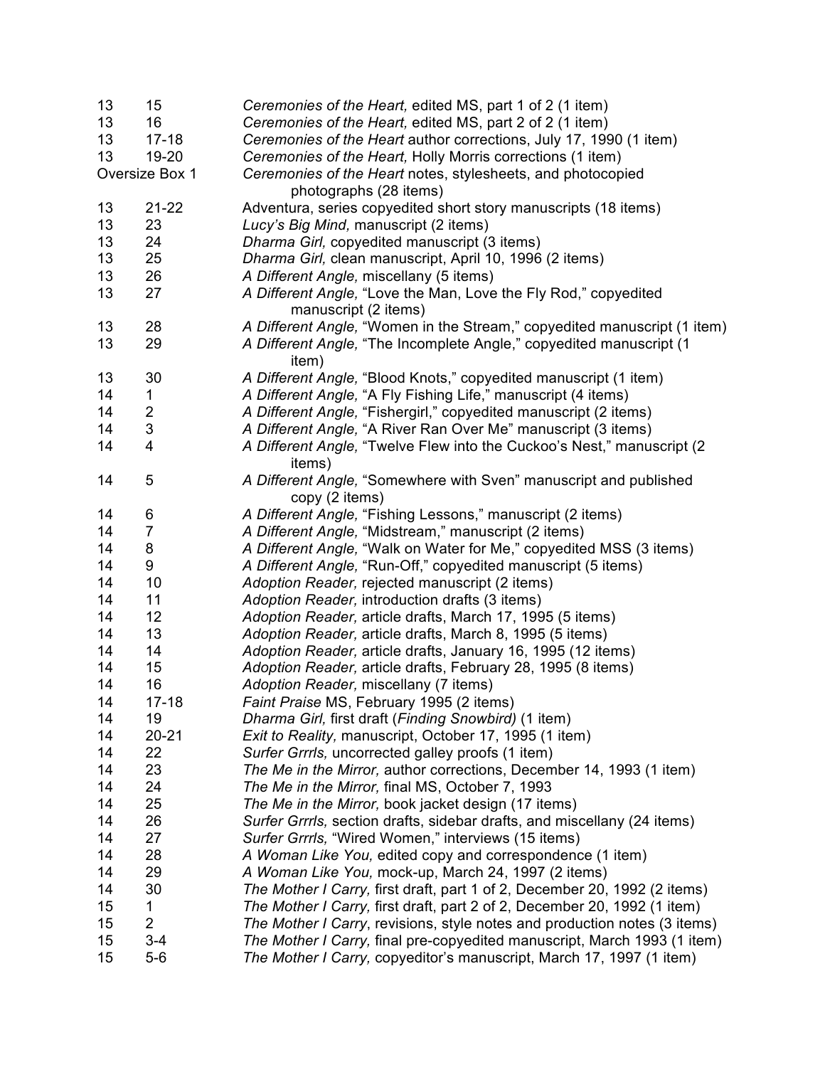| | | |
|---|---|---|
| 13 | 15 | *Ceremonies of the Heart,* edited MS, part 1 of 2 (1 item) |
| 13 | 16 | *Ceremonies of the Heart,* edited MS, part 2 of 2 (1 item) |
| 13 | 17-18 | *Ceremonies of the Heart* author corrections, July 17, 1990 (1 item) |
| 13 | 19-20 | *Ceremonies of the Heart,* Holly Morris corrections (1 item) |
| Oversize Box 1 | | *Ceremonies of the Heart* notes, stylesheets, and photocopied photographs (28 items) |
| 13 | 21-22 | Adventura, series copyedited short story manuscripts (18 items) |
| 13 | 23 | *Lucy's Big Mind,* manuscript (2 items) |
| 13 | 24 | *Dharma Girl,* copyedited manuscript (3 items) |
| 13 | 25 | *Dharma Girl,* clean manuscript, April 10, 1996 (2 items) |
| 13 | 26 | *A Different Angle,* miscellany (5 items) |
| 13 | 27 | *A Different Angle,* "Love the Man, Love the Fly Rod," copyedited manuscript (2 items) |
| 13 | 28 | *A Different Angle,* "Women in the Stream," copyedited manuscript (1 item) |
| 13 | 29 | *A Different Angle,* "The Incomplete Angle," copyedited manuscript (1 item) |
| 13 | 30 | *A Different Angle,* "Blood Knots," copyedited manuscript (1 item) |
| 14 | 1 | *A Different Angle,* "A Fly Fishing Life," manuscript (4 items) |
| 14 | 2 | *A Different Angle,* "Fishergirl," copyedited manuscript (2 items) |
| 14 | 3 | *A Different Angle,* "A River Ran Over Me" manuscript (3 items) |
| 14 | 4 | *A Different Angle,* "Twelve Flew into the Cuckoo's Nest," manuscript (2 items) |
| 14 | 5 | *A Different Angle,* "Somewhere with Sven" manuscript and published copy (2 items) |
| 14 | 6 | *A Different Angle,* "Fishing Lessons," manuscript (2 items) |
| 14 | 7 | *A Different Angle,* "Midstream," manuscript (2 items) |
| 14 | 8 | *A Different Angle,* "Walk on Water for Me," copyedited MSS (3 items) |
| 14 | 9 | *A Different Angle,* "Run-Off," copyedited manuscript (5 items) |
| 14 | 10 | *Adoption Reader,* rejected manuscript (2 items) |
| 14 | 11 | *Adoption Reader,* introduction drafts (3 items) |
| 14 | 12 | *Adoption Reader,* article drafts, March 17, 1995 (5 items) |
| 14 | 13 | *Adoption Reader,* article drafts, March 8, 1995 (5 items) |
| 14 | 14 | *Adoption Reader,* article drafts, January 16, 1995 (12 items) |
| 14 | 15 | *Adoption Reader,* article drafts, February 28, 1995 (8 items) |
| 14 | 16 | *Adoption Reader,* miscellany (7 items) |
| 14 | 17-18 | *Faint Praise* MS, February 1995 (2 items) |
| 14 | 19 | *Dharma Girl,* first draft (*Finding Snowbird)* (1 item) |
| 14 | 20-21 | *Exit to Reality,* manuscript, October 17, 1995 (1 item) |
| 14 | 22 | *Surfer Grrrls,* uncorrected galley proofs (1 item) |
| 14 | 23 | *The Me in the Mirror,* author corrections, December 14, 1993 (1 item) |
| 14 | 24 | *The Me in the Mirror,* final MS, October 7, 1993 |
| 14 | 25 | *The Me in the Mirror,* book jacket design (17 items) |
| 14 | 26 | *Surfer Grrrls,* section drafts, sidebar drafts, and miscellany (24 items) |
| 14 | 27 | *Surfer Grrrls,* "Wired Women," interviews (15 items) |
| 14 | 28 | *A Woman Like You,* edited copy and correspondence (1 item) |
| 14 | 29 | *A Woman Like You,* mock-up, March 24, 1997 (2 items) |
| 14 | 30 | *The Mother I Carry,* first draft, part 1 of 2, December 20, 1992 (2 items) |
| 15 | 1 | *The Mother I Carry,* first draft, part 2 of 2, December 20, 1992 (1 item) |
| 15 | 2 | *The Mother I Carry*, revisions, style notes and production notes (3 items) |
| 15 | 3-4 | *The Mother I Carry,* final pre-copyedited manuscript, March 1993 (1 item) |
| 15 | 5-6 | *The Mother I Carry,* copyeditor's manuscript, March 17, 1997 (1 item) |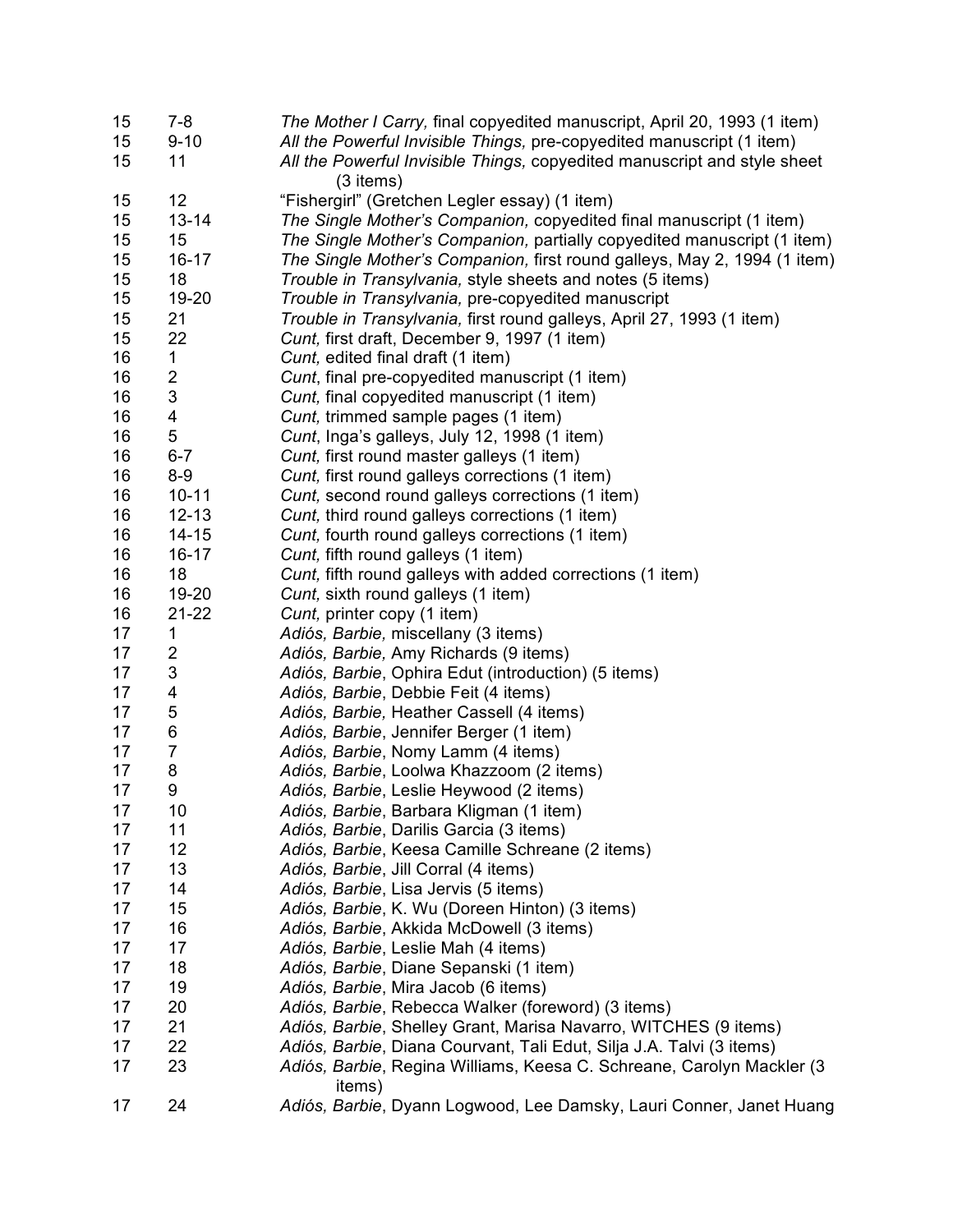| | | |
|---|---|---|
| 15 | 7-8 | *The Mother I Carry,* final copyedited manuscript, April 20, 1993 (1 item) |
| 15 | 9-10 | *All the Powerful Invisible Things,* pre-copyedited manuscript (1 item) |
| 15 | 11 | *All the Powerful Invisible Things,* copyedited manuscript and style sheet (3 items) |
| 15 | 12 | "Fishergirl" (Gretchen Legler essay) (1 item) |
| 15 | 13-14 | *The Single Mother's Companion,* copyedited final manuscript (1 item) |
| 15 | 15 | *The Single Mother's Companion,* partially copyedited manuscript (1 item) |
| 15 | 16-17 | *The Single Mother's Companion,* first round galleys, May 2, 1994 (1 item) |
| 15 | 18 | *Trouble in Transylvania,* style sheets and notes (5 items) |
| 15 | 19-20 | *Trouble in Transylvania,* pre-copyedited manuscript |
| 15 | 21 | *Trouble in Transylvania,* first round galleys, April 27, 1993 (1 item) |
| 15 | 22 | *Cunt,* first draft, December 9, 1997 (1 item) |
| 16 | 1 | *Cunt,* edited final draft (1 item) |
| 16 | 2 | *Cunt*, final pre-copyedited manuscript (1 item) |
| 16 | 3 | *Cunt,* final copyedited manuscript (1 item) |
| 16 | 4 | *Cunt,* trimmed sample pages (1 item) |
| 16 | 5 | *Cunt*, Inga's galleys, July 12, 1998 (1 item) |
| 16 | 6-7 | *Cunt,* first round master galleys (1 item) |
| 16 | 8-9 | *Cunt,* first round galleys corrections (1 item) |
| 16 | 10-11 | *Cunt,* second round galleys corrections (1 item) |
| 16 | 12-13 | *Cunt,* third round galleys corrections (1 item) |
| 16 | 14-15 | *Cunt,* fourth round galleys corrections (1 item) |
| 16 | 16-17 | *Cunt,* fifth round galleys (1 item) |
| 16 | 18 | *Cunt,* fifth round galleys with added corrections (1 item) |
| 16 | 19-20 | *Cunt,* sixth round galleys (1 item) |
| 16 | 21-22 | *Cunt,* printer copy (1 item) |
| 17 | 1 | *Adiós, Barbie,* miscellany (3 items) |
| 17 | 2 | *Adiós, Barbie,* Amy Richards (9 items) |
| 17 | 3 | *Adiós, Barbie*, Ophira Edut (introduction) (5 items) |
| 17 | 4 | *Adiós, Barbie*, Debbie Feit (4 items) |
| 17 | 5 | *Adiós, Barbie,* Heather Cassell (4 items) |
| 17 | 6 | *Adiós, Barbie*, Jennifer Berger (1 item) |
| 17 | 7 | *Adiós, Barbie*, Nomy Lamm (4 items) |
| 17 | 8 | *Adiós, Barbie*, Loolwa Khazzoom (2 items) |
| 17 | 9 | *Adiós, Barbie*, Leslie Heywood (2 items) |
| 17 | 10 | *Adiós, Barbie*, Barbara Kligman (1 item) |
| 17 | 11 | *Adiós, Barbie*, Darilis Garcia (3 items) |
| 17 | 12 | *Adiós, Barbie*, Keesa Camille Schreane (2 items) |
| 17 | 13 | *Adiós, Barbie*, Jill Corral (4 items) |
| 17 | 14 | *Adiós, Barbie*, Lisa Jervis (5 items) |
| 17 | 15 | *Adiós, Barbie*, K. Wu (Doreen Hinton) (3 items) |
| 17 | 16 | *Adiós, Barbie*, Akkida McDowell (3 items) |
| 17 | 17 | *Adiós, Barbie*, Leslie Mah (4 items) |
| 17 | 18 | *Adiós, Barbie*, Diane Sepanski (1 item) |
| 17 | 19 | *Adiós, Barbie*, Mira Jacob (6 items) |
| 17 | 20 | *Adiós, Barbie*, Rebecca Walker (foreword) (3 items) |
| 17 | 21 | *Adiós, Barbie*, Shelley Grant, Marisa Navarro, WITCHES (9 items) |
| 17 | 22 | *Adiós, Barbie*, Diana Courvant, Tali Edut, Silja J.A. Talvi (3 items) |
| 17 | 23 | *Adiós, Barbie*, Regina Williams, Keesa C. Schreane, Carolyn Mackler (3 items) |
| 17 | 24 | *Adiós, Barbie*, Dyann Logwood, Lee Damsky, Lauri Conner, Janet Huang |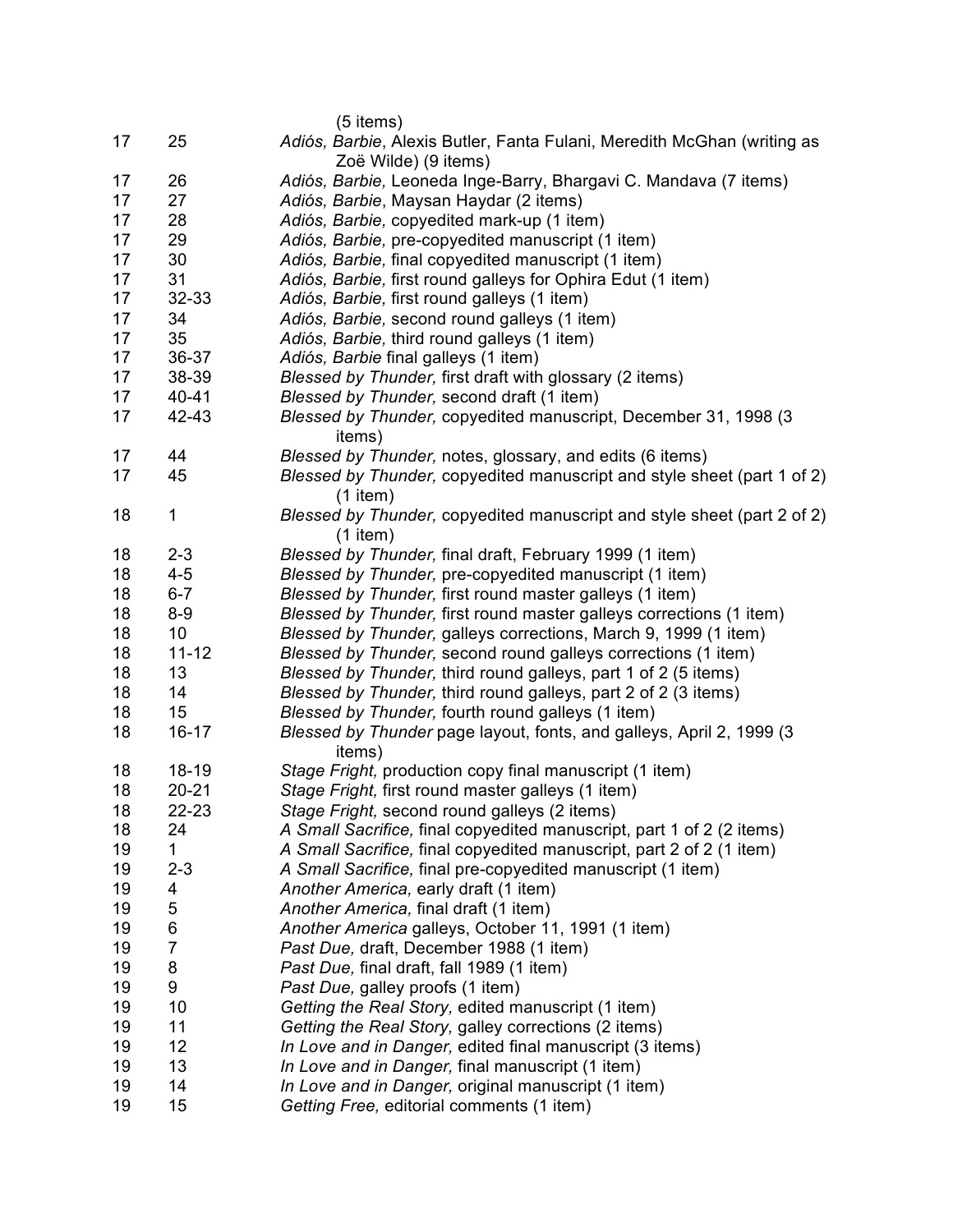| | | (5 items) |
|---|---|---|
| 17 | 25 | *Adiós, Barbie*, Alexis Butler, Fanta Fulani, Meredith McGhan (writing as Zoë Wilde) (9 items) |
| 17 | 26 | *Adiós, Barbie,* Leoneda Inge-Barry, Bhargavi C. Mandava (7 items) |
| 17 | 27 | *Adiós, Barbie*, Maysan Haydar (2 items) |
| 17 | 28 | *Adiós, Barbie,* copyedited mark-up (1 item) |
| 17 | 29 | *Adiós, Barbie,* pre-copyedited manuscript (1 item) |
| 17 | 30 | *Adiós, Barbie,* final copyedited manuscript (1 item) |
| 17 | 31 | *Adiós, Barbie,* first round galleys for Ophira Edut (1 item) |
| 17 | 32-33 | *Adiós, Barbie,* first round galleys (1 item) |
| 17 | 34 | *Adiós, Barbie,* second round galleys (1 item) |
| 17 | 35 | *Adiós, Barbie,* third round galleys (1 item) |
| 17 | 36-37 | *Adiós, Barbie* final galleys (1 item) |
| 17 | 38-39 | *Blessed by Thunder,* first draft with glossary (2 items) |
| 17 | 40-41 | *Blessed by Thunder,* second draft (1 item) |
| 17 | 42-43 | *Blessed by Thunder,* copyedited manuscript, December 31, 1998 (3 items) |
| 17 | 44 | *Blessed by Thunder,* notes, glossary, and edits (6 items) |
| 17 | 45 | *Blessed by Thunder,* copyedited manuscript and style sheet (part 1 of 2) (1 item) |
| 18 | 1 | *Blessed by Thunder,* copyedited manuscript and style sheet (part 2 of 2) (1 item) |
| 18 | 2-3 | *Blessed by Thunder,* final draft, February 1999 (1 item) |
| 18 | 4-5 | *Blessed by Thunder,* pre-copyedited manuscript (1 item) |
| 18 | 6-7 | *Blessed by Thunder,* first round master galleys (1 item) |
| 18 | 8-9 | *Blessed by Thunder,* first round master galleys corrections (1 item) |
| 18 | 10 | *Blessed by Thunder,* galleys corrections, March 9, 1999 (1 item) |
| 18 | 11-12 | *Blessed by Thunder,* second round galleys corrections (1 item) |
| 18 | 13 | *Blessed by Thunder,* third round galleys, part 1 of 2 (5 items) |
| 18 | 14 | *Blessed by Thunder,* third round galleys, part 2 of 2 (3 items) |
| 18 | 15 | *Blessed by Thunder,* fourth round galleys (1 item) |
| 18 | 16-17 | *Blessed by Thunder* page layout, fonts, and galleys, April 2, 1999 (3 items) |
| 18 | 18-19 | *Stage Fright,* production copy final manuscript (1 item) |
| 18 | 20-21 | *Stage Fright,* first round master galleys (1 item) |
| 18 | 22-23 | *Stage Fright,* second round galleys (2 items) |
| 18 | 24 | *A Small Sacrifice,* final copyedited manuscript, part 1 of 2 (2 items) |
| 19 | 1 | *A Small Sacrifice,* final copyedited manuscript, part 2 of 2 (1 item) |
| 19 | 2-3 | *A Small Sacrifice,* final pre-copyedited manuscript (1 item) |
| 19 | 4 | *Another America,* early draft (1 item) |
| 19 | 5 | *Another America,* final draft (1 item) |
| 19 | 6 | *Another America* galleys, October 11, 1991 (1 item) |
| 19 | 7 | *Past Due,* draft, December 1988 (1 item) |
| 19 | 8 | *Past Due,* final draft, fall 1989 (1 item) |
| 19 | 9 | *Past Due,* galley proofs (1 item) |
| 19 | 10 | *Getting the Real Story,* edited manuscript (1 item) |
| 19 | 11 | *Getting the Real Story,* galley corrections (2 items) |
| 19 | 12 | *In Love and in Danger,* edited final manuscript (3 items) |
| 19 | 13 | *In Love and in Danger,* final manuscript (1 item) |
| 19 | 14 | *In Love and in Danger,* original manuscript (1 item) |
| 19 | 15 | *Getting Free,* editorial comments (1 item) |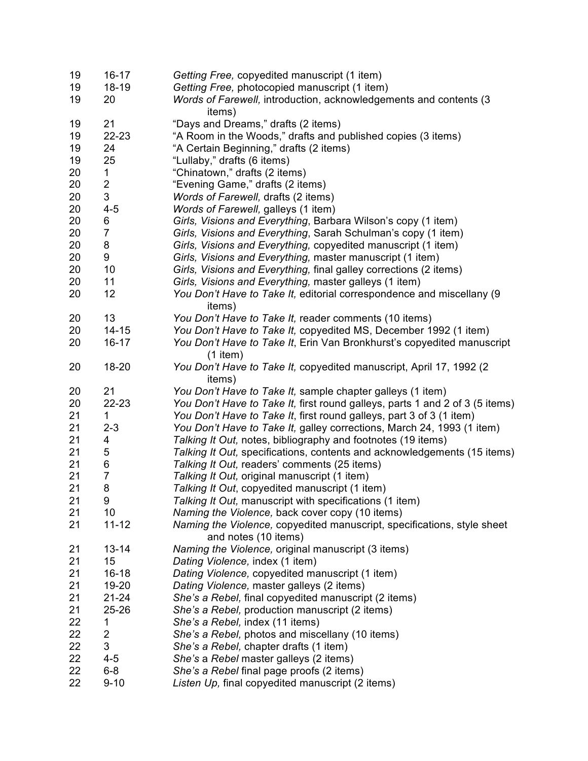| | | |
|---|---|---|
| 19 | 16-17 | *Getting Free,* copyedited manuscript (1 item) |
| 19 | 18-19 | *Getting Free,* photocopied manuscript (1 item) |
| 19 | 20 | *Words of Farewell,* introduction, acknowledgements and contents (3 items) |
| 19 | 21 | "Days and Dreams," drafts (2 items) |
| 19 | 22-23 | "A Room in the Woods," drafts and published copies (3 items) |
| 19 | 24 | "A Certain Beginning," drafts (2 items) |
| 19 | 25 | "Lullaby," drafts (6 items) |
| 20 | 1 | "Chinatown," drafts (2 items) |
| 20 | 2 | "Evening Game," drafts (2 items) |
| 20 | 3 | *Words of Farewell,* drafts (2 items) |
| 20 | 4-5 | *Words of Farewell,* galleys (1 item) |
| 20 | 6 | *Girls, Visions and Everything*, Barbara Wilson's copy (1 item) |
| 20 | 7 | *Girls, Visions and Everything*, Sarah Schulman's copy (1 item) |
| 20 | 8 | *Girls, Visions and Everything,* copyedited manuscript (1 item) |
| 20 | 9 | *Girls, Visions and Everything,* master manuscript (1 item) |
| 20 | 10 | *Girls, Visions and Everything,* final galley corrections (2 items) |
| 20 | 11 | *Girls, Visions and Everything,* master galleys (1 item) |
| 20 | 12 | *You Don't Have to Take It,* editorial correspondence and miscellany (9 items) |
| 20 | 13 | *You Don't Have to Take It,* reader comments (10 items) |
| 20 | 14-15 | *You Don't Have to Take It,* copyedited MS, December 1992 (1 item) |
| 20 | 16-17 | *You Don't Have to Take It*, Erin Van Bronkhurst's copyedited manuscript (1 item) |
| 20 | 18-20 | *You Don't Have to Take It,* copyedited manuscript, April 17, 1992 (2 items) |
| 20 | 21 | *You Don't Have to Take It,* sample chapter galleys (1 item) |
| 20 | 22-23 | *You Don't Have to Take It,* first round galleys, parts 1 and 2 of 3 (5 items) |
| 21 | 1 | *You Don't Have to Take It,* first round galleys, part 3 of 3 (1 item) |
| 21 | 2-3 | *You Don't Have to Take It,* galley corrections, March 24, 1993 (1 item) |
| 21 | 4 | *Talking It Out,* notes, bibliography and footnotes (19 items) |
| 21 | 5 | *Talking It Out,* specifications, contents and acknowledgements (15 items) |
| 21 | 6 | *Talking It Out,* readers' comments (25 items) |
| 21 | 7 | *Talking It Out,* original manuscript (1 item) |
| 21 | 8 | *Talking It Out*, copyedited manuscript (1 item) |
| 21 | 9 | *Talking It Out,* manuscript with specifications (1 item) |
| 21 | 10 | *Naming the Violence,* back cover copy (10 items) |
| 21 | 11-12 | *Naming the Violence,* copyedited manuscript, specifications, style sheet and notes (10 items) |
| 21 | 13-14 | *Naming the Violence,* original manuscript (3 items) |
| 21 | 15 | *Dating Violence,* index (1 item) |
| 21 | 16-18 | *Dating Violence,* copyedited manuscript (1 item) |
| 21 | 19-20 | *Dating Violence,* master galleys (2 items) |
| 21 | 21-24 | *She's a Rebel,* final copyedited manuscript (2 items) |
| 21 | 25-26 | *She's a Rebel,* production manuscript (2 items) |
| 22 | 1 | *She's a Rebel,* index (11 items) |
| 22 | 2 | *She's a Rebel,* photos and miscellany (10 items) |
| 22 | 3 | *She's a Rebel,* chapter drafts (1 item) |
| 22 | 4-5 | *She's* a *Rebel* master galleys (2 items) |
| 22 | 6-8 | *She's a Rebel* final page proofs (2 items) |
| 22 | 9-10 | *Listen Up,* final copyedited manuscript (2 items) |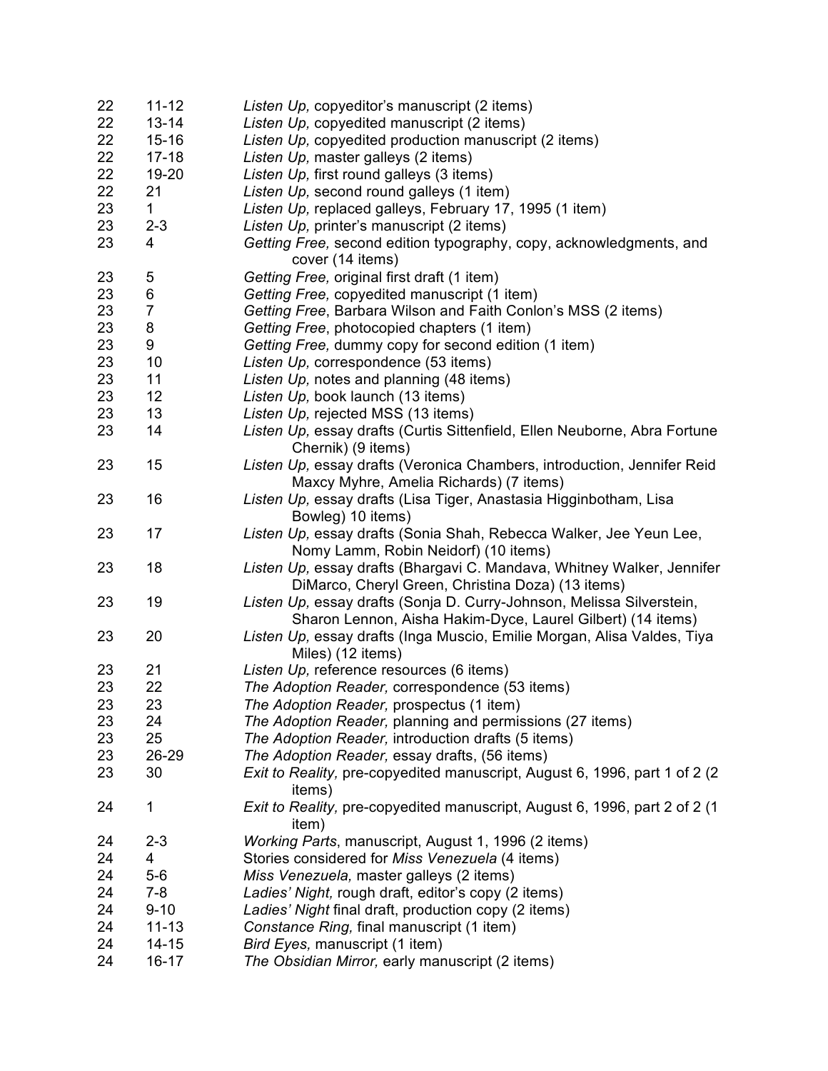| | | |
|---|---|---|
| 22 | 11-12 | *Listen Up,* copyeditor's manuscript (2 items) |
| 22 | 13-14 | *Listen Up,* copyedited manuscript (2 items) |
| 22 | 15-16 | *Listen Up,* copyedited production manuscript (2 items) |
| 22 | 17-18 | *Listen Up,* master galleys (2 items) |
| 22 | 19-20 | *Listen Up,* first round galleys (3 items) |
| 22 | 21 | *Listen Up,* second round galleys (1 item) |
| 23 | 1 | *Listen Up,* replaced galleys, February 17, 1995 (1 item) |
| 23 | 2-3 | *Listen Up,* printer's manuscript (2 items) |
| 23 | 4 | *Getting Free,* second edition typography, copy, acknowledgments, and cover (14 items) |
| 23 | 5 | *Getting Free,* original first draft (1 item) |
| 23 | 6 | *Getting Free,* copyedited manuscript (1 item) |
| 23 | 7 | *Getting Free*, Barbara Wilson and Faith Conlon's MSS (2 items) |
| 23 | 8 | *Getting Free*, photocopied chapters (1 item) |
| 23 | 9 | *Getting Free,* dummy copy for second edition (1 item) |
| 23 | 10 | *Listen Up,* correspondence (53 items) |
| 23 | 11 | *Listen Up,* notes and planning (48 items) |
| 23 | 12 | *Listen Up,* book launch (13 items) |
| 23 | 13 | *Listen Up,* rejected MSS (13 items) |
| 23 | 14 | *Listen Up,* essay drafts (Curtis Sittenfield, Ellen Neuborne, Abra Fortune Chernik) (9 items) |
| 23 | 15 | *Listen Up,* essay drafts (Veronica Chambers, introduction, Jennifer Reid Maxcy Myhre, Amelia Richards) (7 items) |
| 23 | 16 | *Listen Up,* essay drafts (Lisa Tiger, Anastasia Higginbotham, Lisa Bowleg) 10 items) |
| 23 | 17 | *Listen Up,* essay drafts (Sonia Shah, Rebecca Walker, Jee Yeun Lee, Nomy Lamm, Robin Neidorf) (10 items) |
| 23 | 18 | *Listen Up,* essay drafts (Bhargavi C. Mandava, Whitney Walker, Jennifer DiMarco, Cheryl Green, Christina Doza) (13 items) |
| 23 | 19 | *Listen Up,* essay drafts (Sonja D. Curry-Johnson, Melissa Silverstein, Sharon Lennon, Aisha Hakim-Dyce, Laurel Gilbert) (14 items) |
| 23 | 20 | *Listen Up,* essay drafts (Inga Muscio, Emilie Morgan, Alisa Valdes, Tiya Miles) (12 items) |
| 23 | 21 | *Listen Up,* reference resources (6 items) |
| 23 | 22 | *The Adoption Reader,* correspondence (53 items) |
| 23 | 23 | *The Adoption Reader,* prospectus (1 item) |
| 23 | 24 | *The Adoption Reader,* planning and permissions (27 items) |
| 23 | 25 | *The Adoption Reader,* introduction drafts (5 items) |
| 23 | 26-29 | *The Adoption Reader,* essay drafts, (56 items) |
| 23 | 30 | *Exit to Reality,* pre-copyedited manuscript, August 6, 1996, part 1 of 2 (2 items) |
| 24 | 1 | *Exit to Reality,* pre-copyedited manuscript, August 6, 1996, part 2 of 2 (1 item) |
| 24 | 2-3 | *Working Parts*, manuscript, August 1, 1996 (2 items) |
| 24 | 4 | Stories considered for *Miss Venezuela* (4 items) |
| 24 | 5-6 | *Miss Venezuela,* master galleys (2 items) |
| 24 | 7-8 | *Ladies' Night,* rough draft, editor's copy (2 items) |
| 24 | 9-10 | *Ladies' Night* final draft, production copy (2 items) |
| 24 | 11-13 | *Constance Ring,* final manuscript (1 item) |
| 24 | 14-15 | *Bird Eyes,* manuscript (1 item) |
| 24 | 16-17 | *The Obsidian Mirror,* early manuscript (2 items) |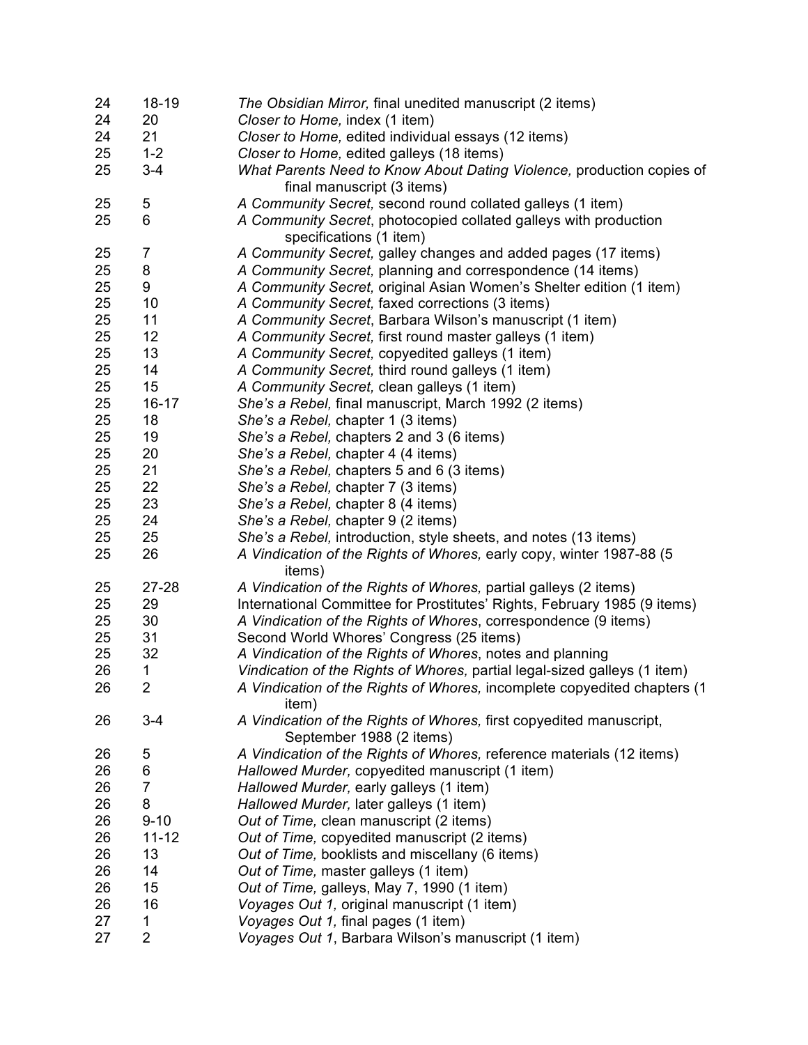| | | |
|---|---|---|
| 24 | 18-19 | *The Obsidian Mirror,* final unedited manuscript (2 items) |
| 24 | 20 | *Closer to Home,* index (1 item) |
| 24 | 21 | *Closer to Home,* edited individual essays (12 items) |
| 25 | 1-2 | *Closer to Home,* edited galleys (18 items) |
| 25 | 3-4 | *What Parents Need to Know About Dating Violence,* production copies of final manuscript (3 items) |
| 25 | 5 | *A Community Secret,* second round collated galleys (1 item) |
| 25 | 6 | *A Community Secret*, photocopied collated galleys with production specifications (1 item) |
| 25 | 7 | *A Community Secret,* galley changes and added pages (17 items) |
| 25 | 8 | *A Community Secret,* planning and correspondence (14 items) |
| 25 | 9 | *A Community Secret,* original Asian Women's Shelter edition (1 item) |
| 25 | 10 | *A Community Secret,* faxed corrections (3 items) |
| 25 | 11 | *A Community Secret*, Barbara Wilson's manuscript (1 item) |
| 25 | 12 | *A Community Secret,* first round master galleys (1 item) |
| 25 | 13 | *A Community Secret,* copyedited galleys (1 item) |
| 25 | 14 | *A Community Secret,* third round galleys (1 item) |
| 25 | 15 | *A Community Secret,* clean galleys (1 item) |
| 25 | 16-17 | *She's a Rebel,* final manuscript, March 1992 (2 items) |
| 25 | 18 | *She's a Rebel,* chapter 1 (3 items) |
| 25 | 19 | *She's a Rebel,* chapters 2 and 3 (6 items) |
| 25 | 20 | *She's a Rebel,* chapter 4 (4 items) |
| 25 | 21 | *She's a Rebel,* chapters 5 and 6 (3 items) |
| 25 | 22 | *She's a Rebel,* chapter 7 (3 items) |
| 25 | 23 | *She's a Rebel,* chapter 8 (4 items) |
| 25 | 24 | *She's a Rebel,* chapter 9 (2 items) |
| 25 | 25 | *She's a Rebel,* introduction, style sheets, and notes (13 items) |
| 25 | 26 | *A Vindication of the Rights of Whores,* early copy, winter 1987-88 (5 items) |
| 25 | 27-28 | *A Vindication of the Rights of Whores,* partial galleys (2 items) |
| 25 | 29 | International Committee for Prostitutes' Rights, February 1985 (9 items) |
| 25 | 30 | *A Vindication of the Rights of Whores*, correspondence (9 items) |
| 25 | 31 | Second World Whores' Congress (25 items) |
| 25 | 32 | *A Vindication of the Rights of Whores*, notes and planning |
| 26 | 1 | *Vindication of the Rights of Whores,* partial legal-sized galleys (1 item) |
| 26 | 2 | *A Vindication of the Rights of Whores,* incomplete copyedited chapters (1 item) |
| 26 | 3-4 | *A Vindication of the Rights of Whores,* first copyedited manuscript, September 1988 (2 items) |
| 26 | 5 | *A Vindication of the Rights of Whores,* reference materials (12 items) |
| 26 | 6 | *Hallowed Murder,* copyedited manuscript (1 item) |
| 26 | 7 | *Hallowed Murder,* early galleys (1 item) |
| 26 | 8 | *Hallowed Murder,* later galleys (1 item) |
| 26 | 9-10 | *Out of Time,* clean manuscript (2 items) |
| 26 | 11-12 | *Out of Time,* copyedited manuscript (2 items) |
| 26 | 13 | *Out of Time,* booklists and miscellany (6 items) |
| 26 | 14 | *Out of Time,* master galleys (1 item) |
| 26 | 15 | *Out of Time,* galleys, May 7, 1990 (1 item) |
| 26 | 16 | *Voyages Out 1,* original manuscript (1 item) |
| 27 | 1 | *Voyages Out 1,* final pages (1 item) |
| 27 | 2 | *Voyages Out 1*, Barbara Wilson's manuscript (1 item) |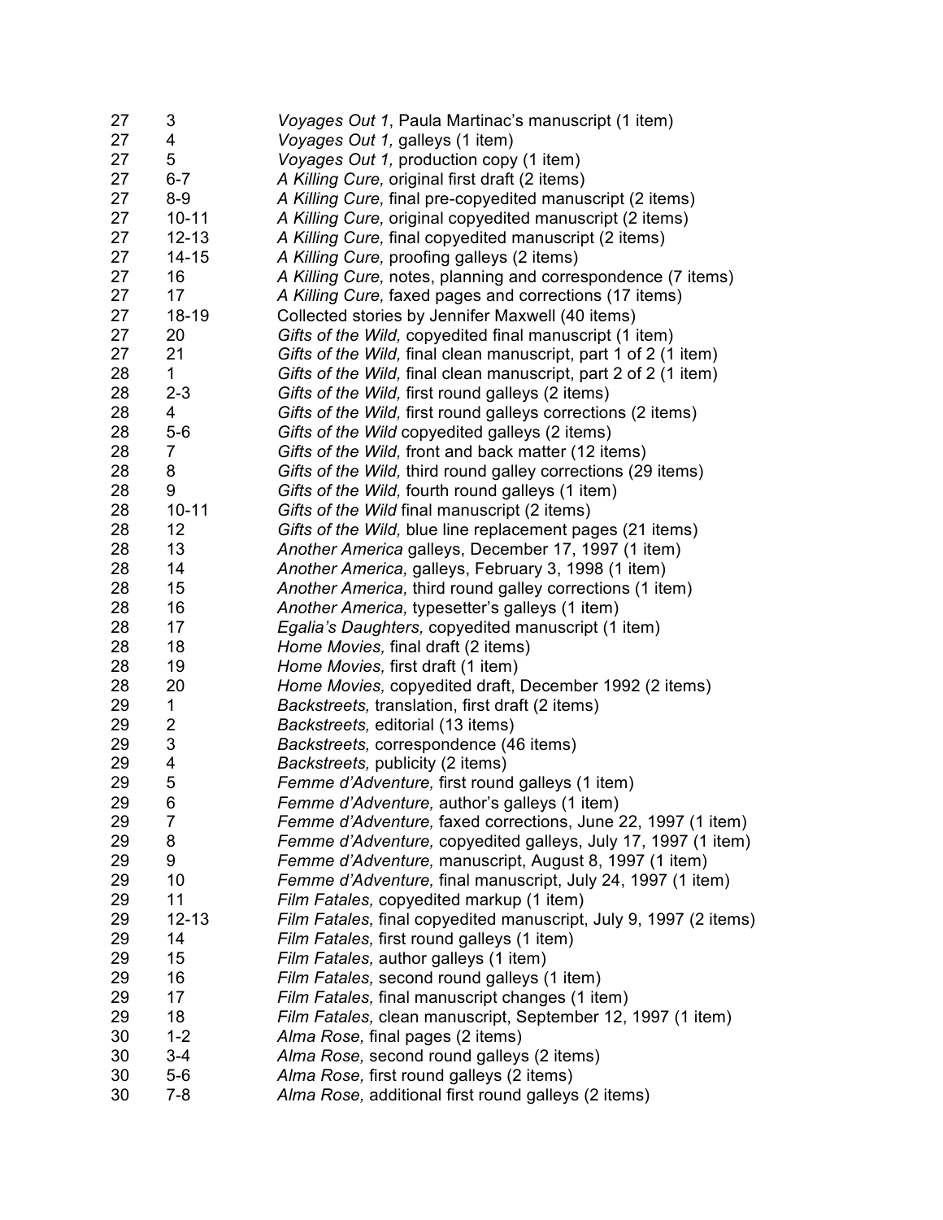| | | |
|---|---|---|
| 27 | 3 | *Voyages Out 1*, Paula Martinac's manuscript (1 item) |
| 27 | 4 | *Voyages Out 1,* galleys (1 item) |
| 27 | 5 | *Voyages Out 1,* production copy (1 item) |
| 27 | 6-7 | *A Killing Cure,* original first draft (2 items) |
| 27 | 8-9 | *A Killing Cure,* final pre-copyedited manuscript (2 items) |
| 27 | 10-11 | *A Killing Cure,* original copyedited manuscript (2 items) |
| 27 | 12-13 | *A Killing Cure,* final copyedited manuscript (2 items) |
| 27 | 14-15 | *A Killing Cure,* proofing galleys (2 items) |
| 27 | 16 | *A Killing Cure,* notes, planning and correspondence (7 items) |
| 27 | 17 | *A Killing Cure,* faxed pages and corrections (17 items) |
| 27 | 18-19 | Collected stories by Jennifer Maxwell (40 items) |
| 27 | 20 | *Gifts of the Wild,* copyedited final manuscript (1 item) |
| 27 | 21 | *Gifts of the Wild,* final clean manuscript, part 1 of 2 (1 item) |
| 28 | 1 | *Gifts of the Wild,* final clean manuscript, part 2 of 2 (1 item) |
| 28 | 2-3 | *Gifts of the Wild,* first round galleys (2 items) |
| 28 | 4 | *Gifts of the Wild,* first round galleys corrections (2 items) |
| 28 | 5-6 | *Gifts of the Wild* copyedited galleys (2 items) |
| 28 | 7 | *Gifts of the Wild,* front and back matter (12 items) |
| 28 | 8 | *Gifts of the Wild,* third round galley corrections (29 items) |
| 28 | 9 | *Gifts of the Wild,* fourth round galleys (1 item) |
| 28 | 10-11 | *Gifts of the Wild* final manuscript (2 items) |
| 28 | 12 | *Gifts of the Wild,* blue line replacement pages (21 items) |
| 28 | 13 | *Another America* galleys, December 17, 1997 (1 item) |
| 28 | 14 | *Another America,* galleys, February 3, 1998 (1 item) |
| 28 | 15 | *Another America,* third round galley corrections (1 item) |
| 28 | 16 | *Another America,* typesetter's galleys (1 item) |
| 28 | 17 | *Egalia's Daughters,* copyedited manuscript (1 item) |
| 28 | 18 | *Home Movies,* final draft (2 items) |
| 28 | 19 | *Home Movies,* first draft (1 item) |
| 28 | 20 | *Home Movies,* copyedited draft, December 1992 (2 items) |
| 29 | 1 | *Backstreets,* translation, first draft (2 items) |
| 29 | 2 | *Backstreets,* editorial (13 items) |
| 29 | 3 | *Backstreets,* correspondence (46 items) |
| 29 | 4 | *Backstreets,* publicity (2 items) |
| 29 | 5 | *Femme d'Adventure,* first round galleys (1 item) |
| 29 | 6 | *Femme d'Adventure,* author's galleys (1 item) |
| 29 | 7 | *Femme d'Adventure,* faxed corrections, June 22, 1997 (1 item) |
| 29 | 8 | *Femme d'Adventure,* copyedited galleys, July 17, 1997 (1 item) |
| 29 | 9 | *Femme d'Adventure,* manuscript, August 8, 1997 (1 item) |
| 29 | 10 | *Femme d'Adventure,* final manuscript, July 24, 1997 (1 item) |
| 29 | 11 | *Film Fatales,* copyedited markup (1 item) |
| 29 | 12-13 | *Film Fatales,* final copyedited manuscript, July 9, 1997 (2 items) |
| 29 | 14 | *Film Fatales,* first round galleys (1 item) |
| 29 | 15 | *Film Fatales,* author galleys (1 item) |
| 29 | 16 | *Film Fatales,* second round galleys (1 item) |
| 29 | 17 | *Film Fatales,* final manuscript changes (1 item) |
| 29 | 18 | *Film Fatales,* clean manuscript, September 12, 1997 (1 item) |
| 30 | 1-2 | *Alma Rose,* final pages (2 items) |
| 30 | 3-4 | *Alma Rose,* second round galleys (2 items) |
| 30 | 5-6 | *Alma Rose,* first round galleys (2 items) |
| 30 | 7-8 | *Alma Rose,* additional first round galleys (2 items) |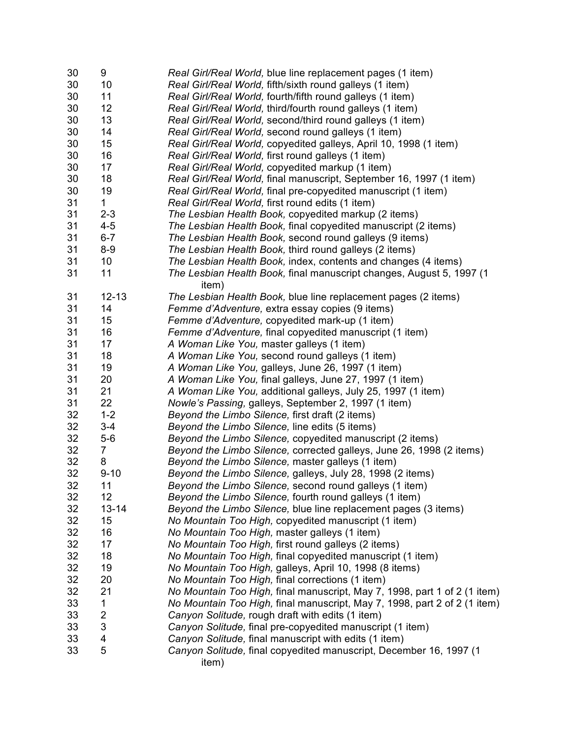| | | |
|---|---|---|
| 30 | 9 | *Real Girl/Real World,* blue line replacement pages (1 item) |
| 30 | 10 | *Real Girl/Real World,* fifth/sixth round galleys (1 item) |
| 30 | 11 | *Real Girl/Real World,* fourth/fifth round galleys (1 item) |
| 30 | 12 | *Real Girl/Real World,* third/fourth round galleys (1 item) |
| 30 | 13 | *Real Girl/Real World,* second/third round galleys (1 item) |
| 30 | 14 | *Real Girl/Real World,* second round galleys (1 item) |
| 30 | 15 | *Real Girl/Real World,* copyedited galleys, April 10, 1998 (1 item) |
| 30 | 16 | *Real Girl/Real World,* first round galleys (1 item) |
| 30 | 17 | *Real Girl/Real World,* copyedited markup (1 item) |
| 30 | 18 | *Real Girl/Real World,* final manuscript, September 16, 1997 (1 item) |
| 30 | 19 | *Real Girl/Real World,* final pre-copyedited manuscript (1 item) |
| 31 | 1 | *Real Girl/Real World,* first round edits (1 item) |
| 31 | 2-3 | *The Lesbian Health Book,* copyedited markup (2 items) |
| 31 | 4-5 | *The Lesbian Health Book,* final copyedited manuscript (2 items) |
| 31 | 6-7 | *The Lesbian Health Book,* second round galleys (9 items) |
| 31 | 8-9 | *The Lesbian Health Book,* third round galleys (2 items) |
| 31 | 10 | *The Lesbian Health Book,* index, contents and changes (4 items) |
| 31 | 11 | *The Lesbian Health Book,* final manuscript changes, August 5, 1997 (1 item) |
| 31 | 12-13 | *The Lesbian Health Book,* blue line replacement pages (2 items) |
| 31 | 14 | *Femme d'Adventure,* extra essay copies (9 items) |
| 31 | 15 | *Femme d'Adventure,* copyedited mark-up (1 item) |
| 31 | 16 | *Femme d'Adventure,* final copyedited manuscript (1 item) |
| 31 | 17 | *A Woman Like You,* master galleys (1 item) |
| 31 | 18 | *A Woman Like You,* second round galleys (1 item) |
| 31 | 19 | *A Woman Like You,* galleys, June 26, 1997 (1 item) |
| 31 | 20 | *A Woman Like You,* final galleys, June 27, 1997 (1 item) |
| 31 | 21 | *A Woman Like You,* additional galleys, July 25, 1997 (1 item) |
| 31 | 22 | *Nowle's Passing,* galleys, September 2, 1997 (1 item) |
| 32 | 1-2 | *Beyond the Limbo Silence,* first draft (2 items) |
| 32 | 3-4 | *Beyond the Limbo Silence,* line edits (5 items) |
| 32 | 5-6 | *Beyond the Limbo Silence,* copyedited manuscript (2 items) |
| 32 | 7 | *Beyond the Limbo Silence,* corrected galleys, June 26, 1998 (2 items) |
| 32 | 8 | *Beyond the Limbo Silence,* master galleys (1 item) |
| 32 | 9-10 | *Beyond the Limbo Silence,* galleys, July 28, 1998 (2 items) |
| 32 | 11 | *Beyond the Limbo Silence,* second round galleys (1 item) |
| 32 | 12 | *Beyond the Limbo Silence,* fourth round galleys (1 item) |
| 32 | 13-14 | *Beyond the Limbo Silence,* blue line replacement pages (3 items) |
| 32 | 15 | *No Mountain Too High,* copyedited manuscript (1 item) |
| 32 | 16 | *No Mountain Too High,* master galleys (1 item) |
| 32 | 17 | *No Mountain Too High,* first round galleys (2 items) |
| 32 | 18 | *No Mountain Too High,* final copyedited manuscript (1 item) |
| 32 | 19 | *No Mountain Too High,* galleys, April 10, 1998 (8 items) |
| 32 | 20 | *No Mountain Too High,* final corrections (1 item) |
| 32 | 21 | *No Mountain Too High,* final manuscript, May 7, 1998, part 1 of 2 (1 item) |
| 33 | 1 | *No Mountain Too High,* final manuscript, May 7, 1998, part 2 of 2 (1 item) |
| 33 | 2 | *Canyon Solitude,* rough draft with edits (1 item) |
| 33 | 3 | *Canyon Solitude,* final pre-copyedited manuscript (1 item) |
| 33 | 4 | *Canyon Solitude,* final manuscript with edits (1 item) |
| 33 | 5 | *Canyon Solitude,* final copyedited manuscript, December 16, 1997 (1 item) |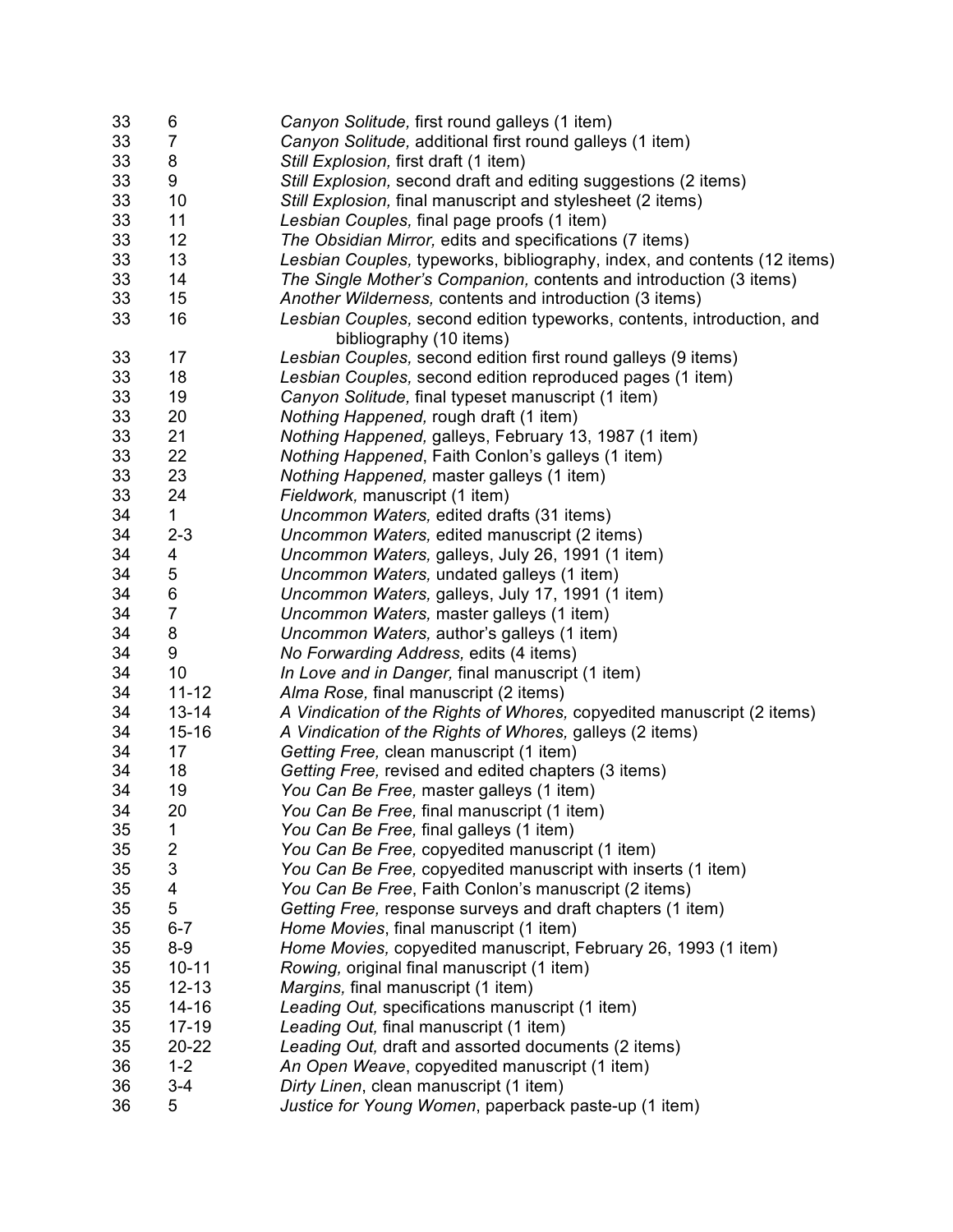| | | |
|---|---|---|
| 33 | 6 | *Canyon Solitude,* first round galleys (1 item) |
| 33 | 7 | *Canyon Solitude,* additional first round galleys (1 item) |
| 33 | 8 | *Still Explosion,* first draft (1 item) |
| 33 | 9 | *Still Explosion,* second draft and editing suggestions (2 items) |
| 33 | 10 | *Still Explosion,* final manuscript and stylesheet (2 items) |
| 33 | 11 | *Lesbian Couples,* final page proofs (1 item) |
| 33 | 12 | *The Obsidian Mirror,* edits and specifications (7 items) |
| 33 | 13 | *Lesbian Couples,* typeworks, bibliography, index, and contents (12 items) |
| 33 | 14 | *The Single Mother's Companion,* contents and introduction (3 items) |
| 33 | 15 | *Another Wilderness,* contents and introduction (3 items) |
| 33 | 16 | *Lesbian Couples,* second edition typeworks, contents, introduction, and bibliography (10 items) |
| 33 | 17 | *Lesbian Couples,* second edition first round galleys (9 items) |
| 33 | 18 | *Lesbian Couples,* second edition reproduced pages (1 item) |
| 33 | 19 | *Canyon Solitude,* final typeset manuscript (1 item) |
| 33 | 20 | *Nothing Happened,* rough draft (1 item) |
| 33 | 21 | *Nothing Happened,* galleys, February 13, 1987 (1 item) |
| 33 | 22 | *Nothing Happened*, Faith Conlon's galleys (1 item) |
| 33 | 23 | *Nothing Happened,* master galleys (1 item) |
| 33 | 24 | *Fieldwork,* manuscript (1 item) |
| 34 | 1 | *Uncommon Waters,* edited drafts (31 items) |
| 34 | 2-3 | *Uncommon Waters,* edited manuscript (2 items) |
| 34 | 4 | *Uncommon Waters,* galleys, July 26, 1991 (1 item) |
| 34 | 5 | *Uncommon Waters,* undated galleys (1 item) |
| 34 | 6 | *Uncommon Waters,* galleys, July 17, 1991 (1 item) |
| 34 | 7 | *Uncommon Waters,* master galleys (1 item) |
| 34 | 8 | *Uncommon Waters,* author's galleys (1 item) |
| 34 | 9 | *No Forwarding Address,* edits (4 items) |
| 34 | 10 | *In Love and in Danger,* final manuscript (1 item) |
| 34 | 11-12 | *Alma Rose,* final manuscript (2 items) |
| 34 | 13-14 | *A Vindication of the Rights of Whores,* copyedited manuscript (2 items) |
| 34 | 15-16 | *A Vindication of the Rights of Whores,* galleys (2 items) |
| 34 | 17 | *Getting Free,* clean manuscript (1 item) |
| 34 | 18 | *Getting Free,* revised and edited chapters (3 items) |
| 34 | 19 | *You Can Be Free,* master galleys (1 item) |
| 34 | 20 | *You Can Be Free,* final manuscript (1 item) |
| 35 | 1 | *You Can Be Free,* final galleys (1 item) |
| 35 | 2 | *You Can Be Free,* copyedited manuscript (1 item) |
| 35 | 3 | *You Can Be Free,* copyedited manuscript with inserts (1 item) |
| 35 | 4 | *You Can Be Free*, Faith Conlon's manuscript (2 items) |
| 35 | 5 | *Getting Free,* response surveys and draft chapters (1 item) |
| 35 | 6-7 | *Home Movies*, final manuscript (1 item) |
| 35 | 8-9 | *Home Movies,* copyedited manuscript, February 26, 1993 (1 item) |
| 35 | 10-11 | *Rowing,* original final manuscript (1 item) |
| 35 | 12-13 | *Margins,* final manuscript (1 item) |
| 35 | 14-16 | *Leading Out,* specifications manuscript (1 item) |
| 35 | 17-19 | *Leading Out,* final manuscript (1 item) |
| 35 | 20-22 | *Leading Out,* draft and assorted documents (2 items) |
| 36 | 1-2 | *An Open Weave*, copyedited manuscript (1 item) |
| 36 | 3-4 | *Dirty Linen*, clean manuscript (1 item) |
| 36 | 5 | *Justice for Young Women*, paperback paste-up (1 item) |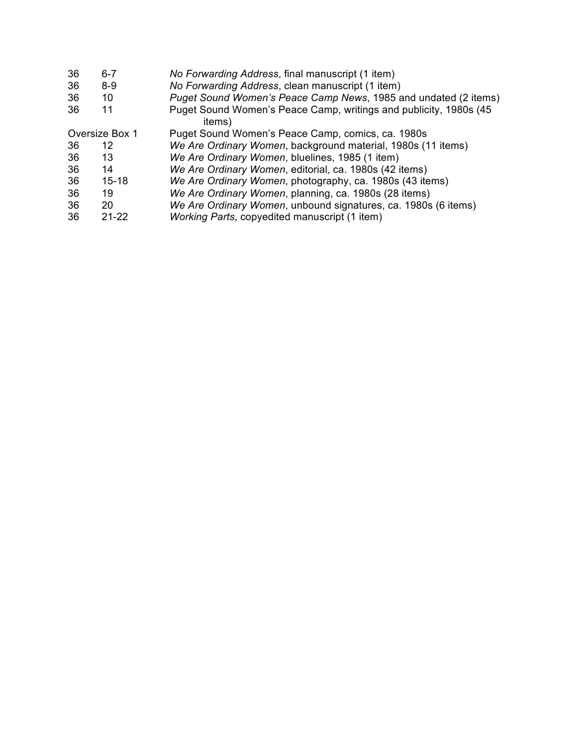| | | |
|---|---|---|
| 36 | 6-7 | *No Forwarding Address*, final manuscript (1 item) |
| 36 | 8-9 | *No Forwarding Address*, clean manuscript (1 item) |
| 36 | 10 | *Puget Sound Women's Peace Camp News*, 1985 and undated (2 items) |
| 36 | 11 | Puget Sound Women's Peace Camp, writings and publicity, 1980s (45 items) |
| Oversize Box 1 | | Puget Sound Women's Peace Camp, comics, ca. 1980s |
| 36 | 12 | *We Are Ordinary Women*, background material, 1980s (11 items) |
| 36 | 13 | *We Are Ordinary Women*, bluelines, 1985 (1 item) |
| 36 | 14 | *We Are Ordinary Women*, editorial, ca. 1980s (42 items) |
| 36 | 15-18 | *We Are Ordinary Women*, photography, ca. 1980s (43 items) |
| 36 | 19 | *We Are Ordinary Women*, planning, ca. 1980s (28 items) |
| 36 | 20 | *We Are Ordinary Women*, unbound signatures, ca. 1980s (6 items) |
| 36 | 21-22 | *Working Parts*, copyedited manuscript (1 item) |